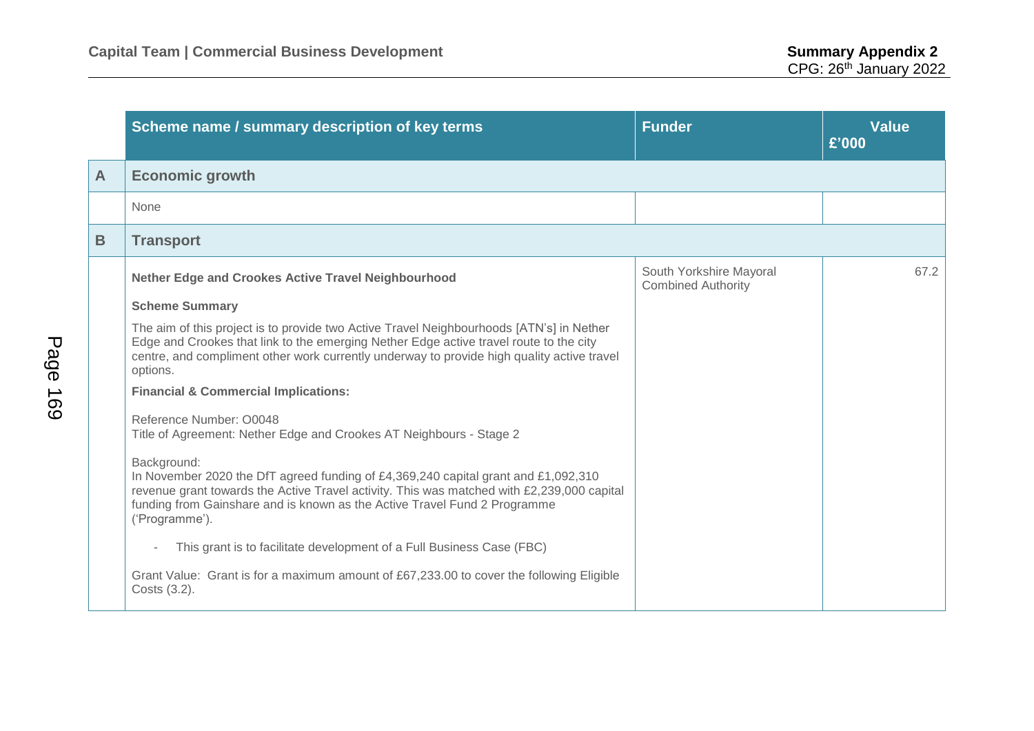| | Scheme name / summary description of key terms | Funder | Value £'000 |
|---|---|---|---|
| **A** | **Economic growth** | | |
| | None | | |
| **B** | **Transport** | | |
| | **Nether Edge and Crookes Active Travel Neighbourhood**<br><br>**Scheme Summary**<br><br>The aim of this project is to provide two Active Travel Neighbourhoods [ATN's] in Nether Edge and Crookes that link to the emerging Nether Edge active travel route to the city centre, and compliment other work currently underway to provide high quality active travel options.<br><br>**Financial & Commercial Implications:**<br><br>Reference Number: O0048<br>Title of Agreement: Nether Edge and Crookes AT Neighbours - Stage 2<br><br>Background:<br>In November 2020 the DfT agreed funding of £4,369,240 capital grant and £1,092,310 revenue grant towards the Active Travel activity. This was matched with £2,239,000 capital funding from Gainshare and is known as the Active Travel Fund 2 Programme ('Programme').<br><br>- This grant is to facilitate development of a Full Business Case (FBC)<br><br>Grant Value: Grant is for a maximum amount of £67,233.00 to cover the following Eligible Costs (3.2). | South Yorkshire Mayoral Combined Authority | 67.2 |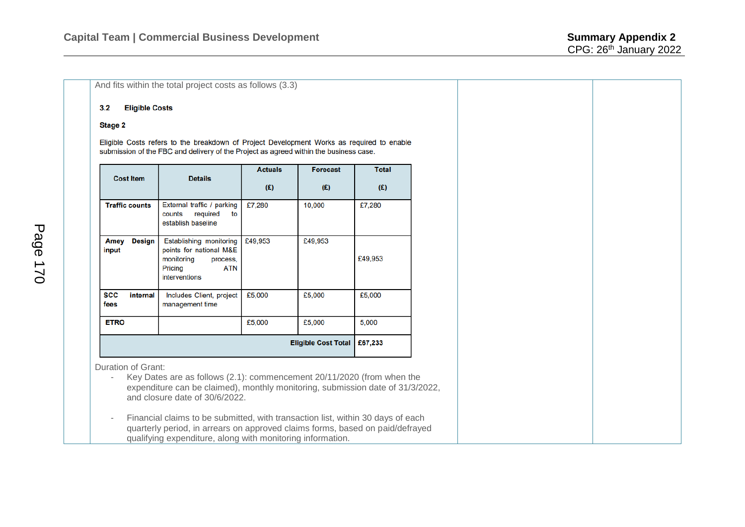And fits within the total project costs as follows (3.3)

**3.2 Eligible Costs**

**Stage 2**

Eligible Costs refers to the breakdown of Project Development Works as required to enable submission of the FBC and delivery of the Project as agreed within the business case.

| Cost Item | Details | Actuals (£) | Forecast (£) | Total (£) |
|---|---|---|---|---|
| **Traffic counts** | External traffic / parking counts required to establish baseline | £7,280 | 10,000 | £7,280 |
| **Amey Design input** | Establishing monitoring points for national M&E monitoring process, Pricing ATN interventions | £49,953 | £49,953 | £49,953 |
| **SCC internal fees** | Includes Client, project management time | £5,000 | £5,000 | £5,000 |
| **ETRO** | | £5,000 | £5,000 | 5,000 |
| | | | **Eligible Cost Total** | **£67,233** |

Duration of Grant:

- Key Dates are as follows (2.1): commencement 20/11/2020 (from when the expenditure can be claimed), monthly monitoring, submission date of 31/3/2022, and closure date of 30/6/2022.
- Financial claims to be submitted, with transaction list, within 30 days of each quarterly period, in arrears on approved claims forms, based on paid/defrayed qualifying expenditure, along with monitoring information.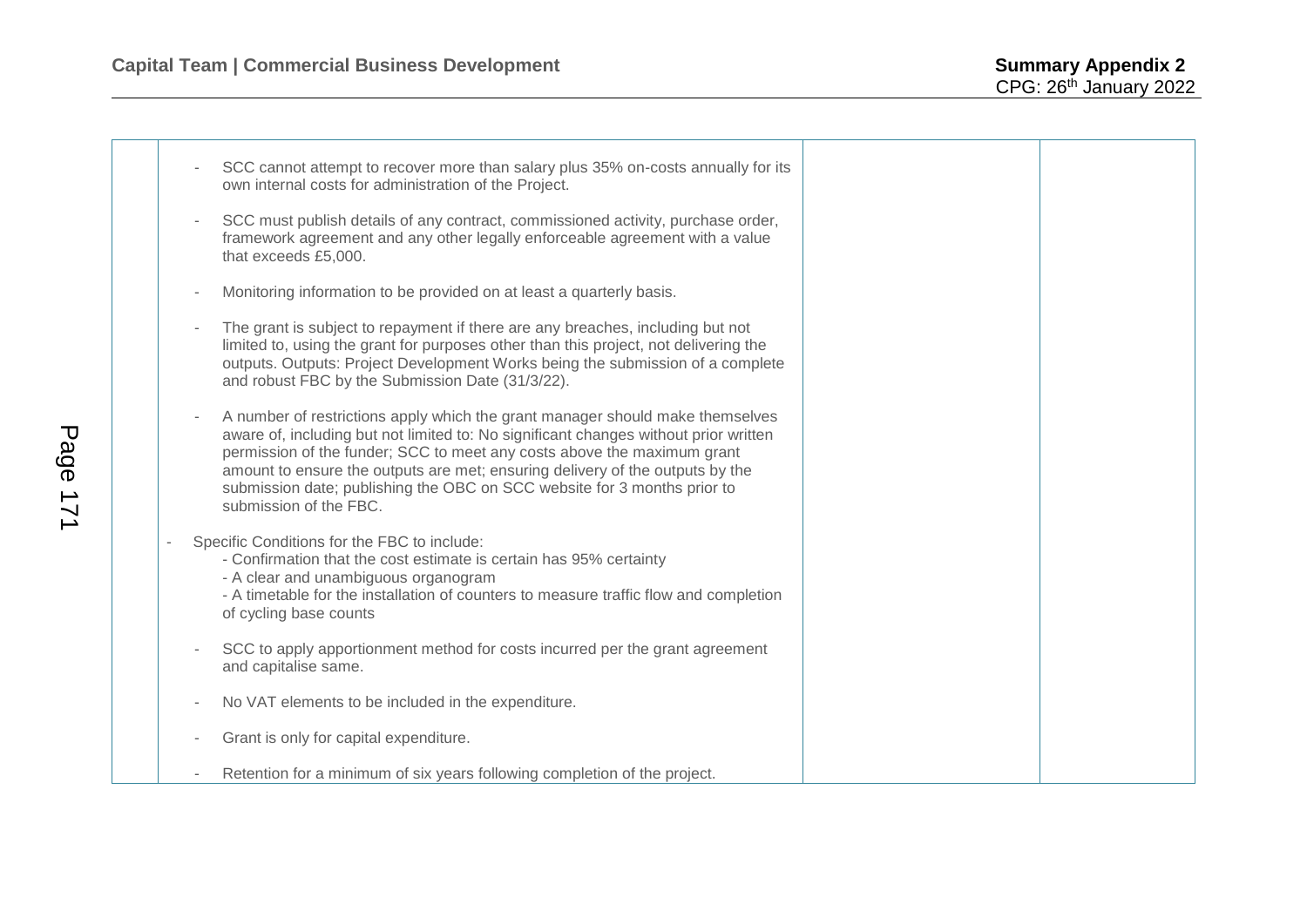| | | | |
|---|---|---|---|
| | - SCC cannot attempt to recover more than salary plus 35% on-costs annually for its own internal costs for administration of the Project.<br><br>- SCC must publish details of any contract, commissioned activity, purchase order, framework agreement and any other legally enforceable agreement with a value that exceeds £5,000.<br><br>- Monitoring information to be provided on at least a quarterly basis.<br><br>- The grant is subject to repayment if there are any breaches, including but not limited to, using the grant for purposes other than this project, not delivering the outputs. Outputs: Project Development Works being the submission of a complete and robust FBC by the Submission Date (31/3/22).<br><br>- A number of restrictions apply which the grant manager should make themselves aware of, including but not limited to: No significant changes without prior written permission of the funder; SCC to meet any costs above the maximum grant amount to ensure the outputs are met; ensuring delivery of the outputs by the submission date; publishing the OBC on SCC website for 3 months prior to submission of the FBC.<br><br>- Specific Conditions for the FBC to include:<br>- Confirmation that the cost estimate is certain has 95% certainty<br>- A clear and unambiguous organogram<br>- A timetable for the installation of counters to measure traffic flow and completion of cycling base counts<br><br>- SCC to apply apportionment method for costs incurred per the grant agreement and capitalise same.<br><br>- No VAT elements to be included in the expenditure.<br><br>- Grant is only for capital expenditure.<br><br>- Retention for a minimum of six years following completion of the project. | | |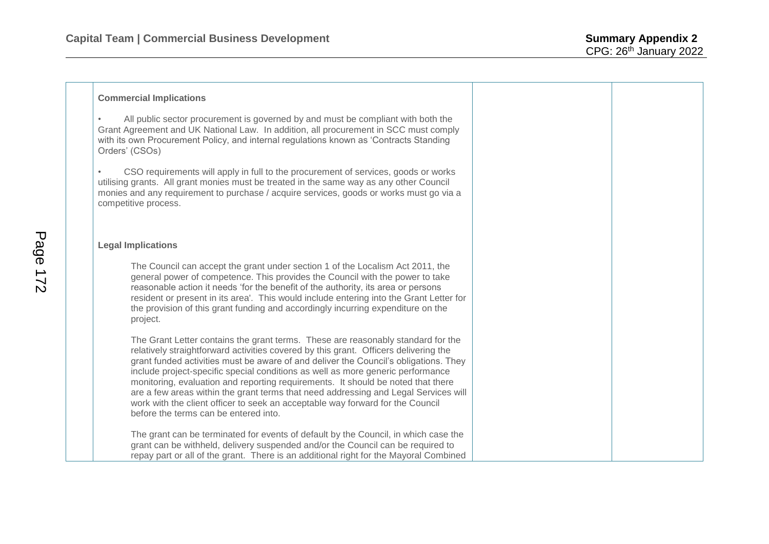**Commercial Implications**

- All public sector procurement is governed by and must be compliant with both the Grant Agreement and UK National Law. In addition, all procurement in SCC must comply with its own Procurement Policy, and internal regulations known as 'Contracts Standing Orders' (CSOs)
- CSO requirements will apply in full to the procurement of services, goods or works utilising grants. All grant monies must be treated in the same way as any other Council monies and any requirement to purchase / acquire services, goods or works must go via a competitive process.

**Legal Implications**

The Council can accept the grant under section 1 of the Localism Act 2011, the general power of competence. This provides the Council with the power to take reasonable action it needs 'for the benefit of the authority, its area or persons resident or present in its area'. This would include entering into the Grant Letter for the provision of this grant funding and accordingly incurring expenditure on the project.

The Grant Letter contains the grant terms. These are reasonably standard for the relatively straightforward activities covered by this grant. Officers delivering the grant funded activities must be aware of and deliver the Council's obligations. They include project-specific special conditions as well as more generic performance monitoring, evaluation and reporting requirements. It should be noted that there are a few areas within the grant terms that need addressing and Legal Services will work with the client officer to seek an acceptable way forward for the Council before the terms can be entered into.

The grant can be terminated for events of default by the Council, in which case the grant can be withheld, delivery suspended and/or the Council can be required to repay part or all of the grant. There is an additional right for the Mayoral Combined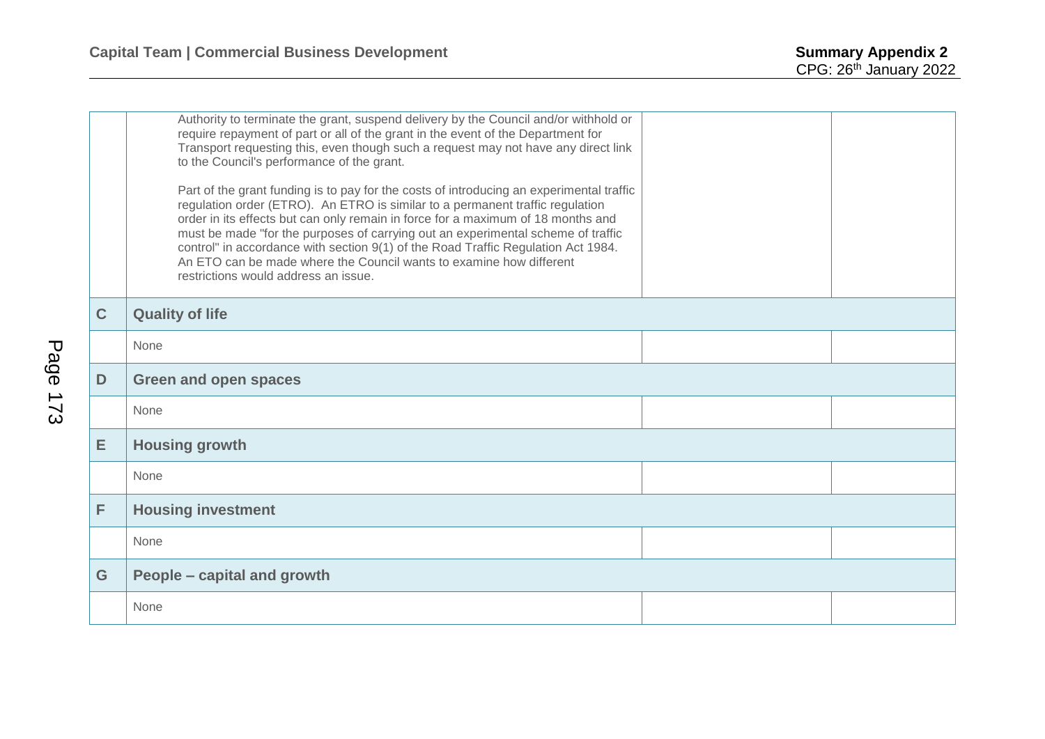| | | | |
|---|---|---|---|
| | Authority to terminate the grant, suspend delivery by the Council and/or withhold or require repayment of part or all of the grant in the event of the Department for Transport requesting this, even though such a request may not have any direct link to the Council's performance of the grant.<br><br>Part of the grant funding is to pay for the costs of introducing an experimental traffic regulation order (ETRO). An ETRO is similar to a permanent traffic regulation order in its effects but can only remain in force for a maximum of 18 months and must be made "for the purposes of carrying out an experimental scheme of traffic control" in accordance with section 9(1) of the Road Traffic Regulation Act 1984. An ETO can be made where the Council wants to examine how different restrictions would address an issue. | | |
| **C** | **Quality of life** | | |
| | None | | |
| **D** | **Green and open spaces** | | |
| | None | | |
| **E** | **Housing growth** | | |
| | None | | |
| **F** | **Housing investment** | | |
| | None | | |
| **G** | **People – capital and growth** | | |
| | None | | |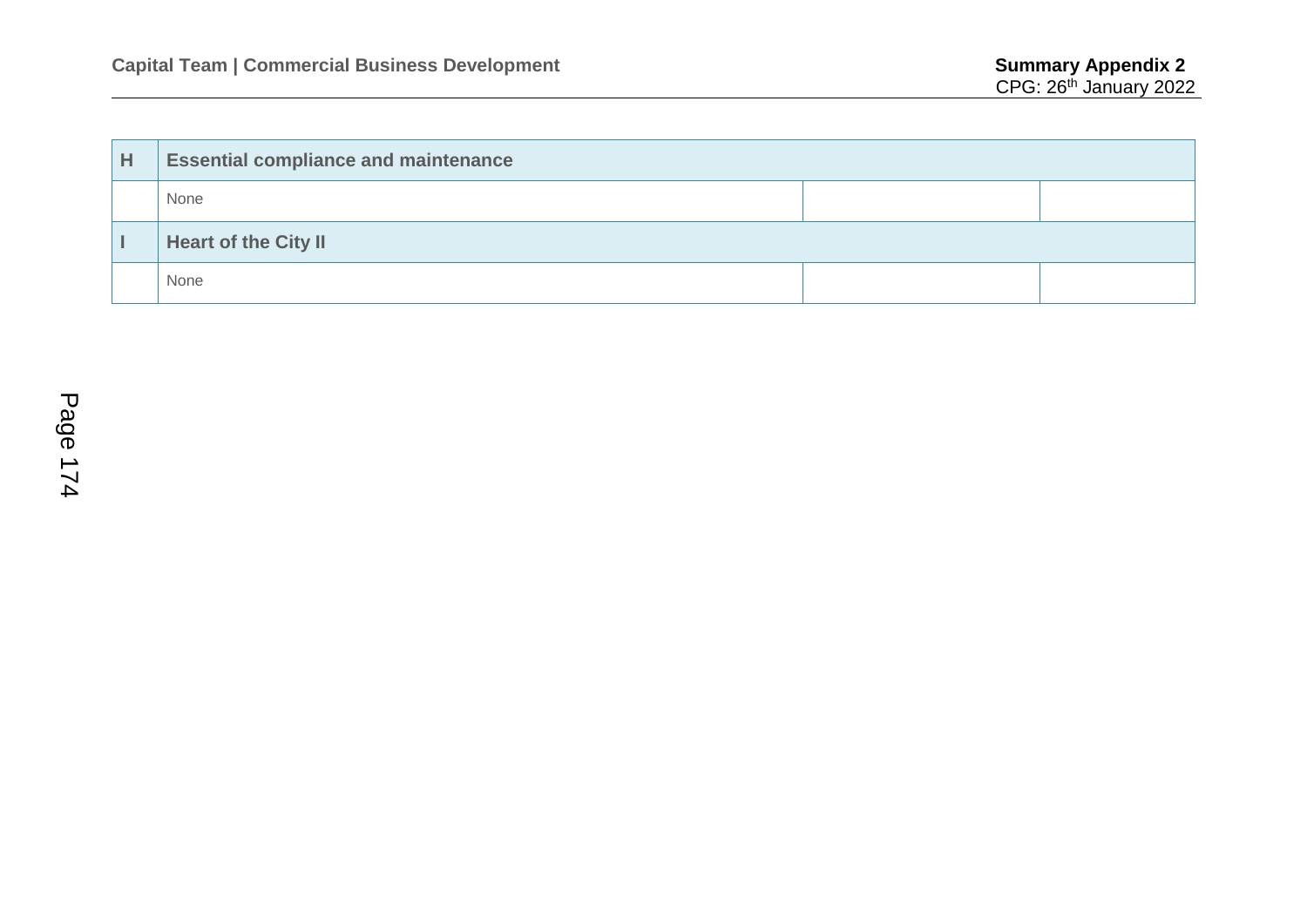| | | | |
|---|---|---|---|
| **H** | **Essential compliance and maintenance** | | |
| | None | | |
| **I** | **Heart of the City II** | | |
| | None | | |